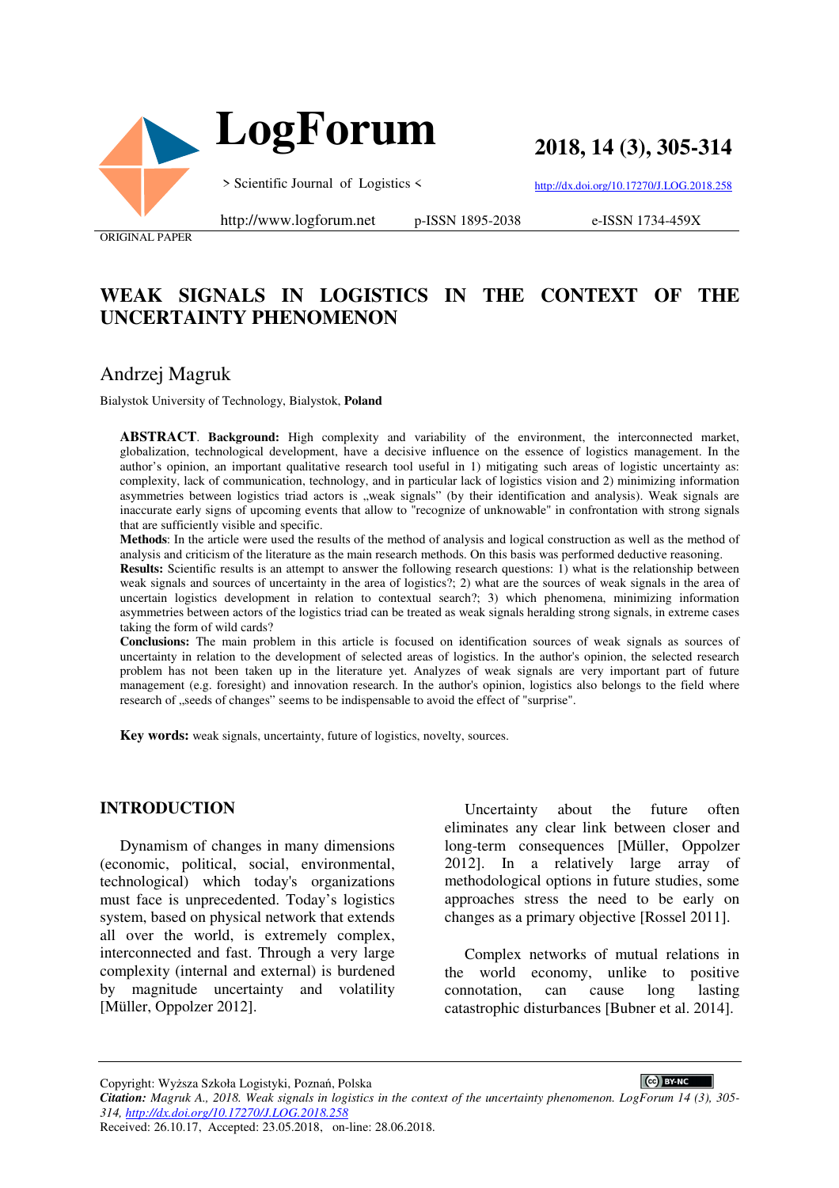ORIGINAL PAPER

# WEAK SIGNALS IN LOGISTICS IN THE CONTEXT OF THE UNCERTAINTY PHENOMENON

## Andrzej Magruk

Bialystok University of Technology, Bialystok, **Poland**

**ABSTRACT**. **Background:** High complexity and variability of the environment, the interconnected market, globalization, technological development, have a decisive influence on the essence of logistics management. In the author's opinion, an important qualitative research tool useful in 1) mitigating such areas of logistic uncertainty as: complexity, lack of communication, technology, and in particular lack of logistics vision and 2) minimizing information asymmetries between logistics triad actors is „weak signals" (by their identification and analysis). Weak signals are inaccurate early signs of upcoming events that allow to "recognize of unknowable" in confrontation with strong signals that are sufficiently visible and specific.

**Methods**: In the article were used the results of the method of analysis and logical construction as well as the method of analysis and criticism of the literature as the main research methods. On this basis was performed deductive reasoning.

**Results:** Scientific results is an attempt to answer the following research questions: 1) what is the relationship between weak signals and sources of uncertainty in the area of logistics?; 2) what are the sources of weak signals in the area of uncertain logistics development in relation to contextual search?; 3) which phenomena, minimizing information asymmetries between actors of the logistics triad can be treated as weak signals heralding strong signals, in extreme cases taking the form of wild cards?

**Conclusions:** The main problem in this article is focused on identification sources of weak signals as sources of uncertainty in relation to the development of selected areas of logistics. In the author's opinion, the selected research problem has not been taken up in the literature yet. Analyzes of weak signals are very important part of future management (e.g. foresight) and innovation research. In the author's opinion, logistics also belongs to the field where research of „seeds of changes" seems to be indispensable to avoid the effect of "surprise".

**Key words:** weak signals, uncertainty, future of logistics, novelty, sources.

## INTRODUCTION

Dynamism of changes in many dimensions (economic, political, social, environmental, technological) which today's organizations must face is unprecedented. Today's logistics system, based on physical network that extends all over the world, is extremely complex, interconnected and fast. Through a very large complexity (internal and external) is burdened by magnitude uncertainty and volatility [Müller, Oppolzer 2012].

Uncertainty about the future often eliminates any clear link between closer and long-term consequences [Müller, Oppolzer 2012]. In a relatively large array of methodological options in future studies, some approaches stress the need to be early on changes as a primary objective [Rossel 2011].

Complex networks of mutual relations in the world economy, unlike to positive connotation, can cause long lasting catastrophic disturbances [Bubner et al. 2014].

Copyright: Wyższa Szkoła Logistyki, Poznań, Polska

***Citation:*** *Magruk A., 2018. Weak signals in logistics in the context of the uncertainty phenomenon. LogForum 14 (3), 305-314, http://dx.doi.org/10.17270/J.LOG.2018.258*

Received: 26.10.17, Accepted: 23.05.2018, on-line: 28.06.2018.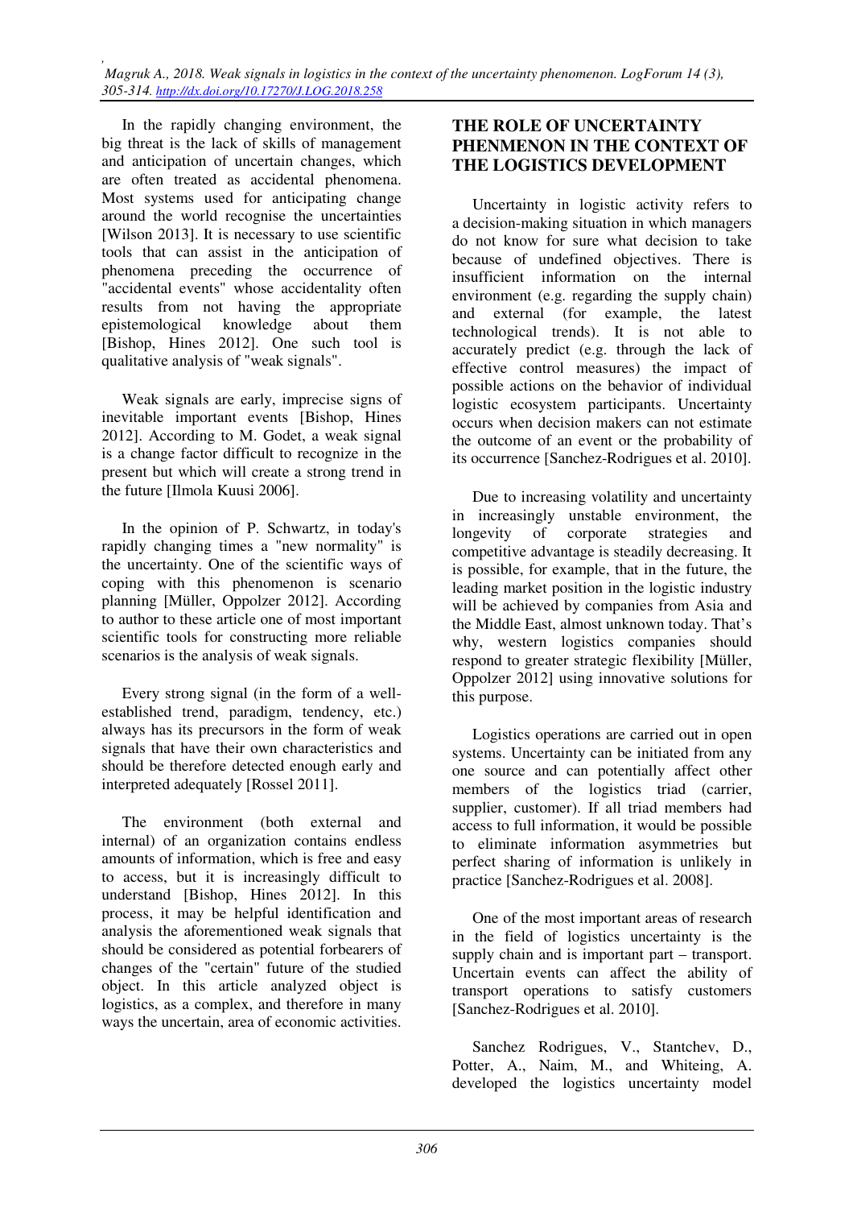In the rapidly changing environment, the big threat is the lack of skills of management and anticipation of uncertain changes, which are often treated as accidental phenomena. Most systems used for anticipating change around the world recognise the uncertainties [Wilson 2013]. It is necessary to use scientific tools that can assist in the anticipation of phenomena preceding the occurrence of "accidental events" whose accidentality often results from not having the appropriate epistemological knowledge about them [Bishop, Hines 2012]. One such tool is qualitative analysis of "weak signals".

Weak signals are early, imprecise signs of inevitable important events [Bishop, Hines 2012]. According to M. Godet, a weak signal is a change factor difficult to recognize in the present but which will create a strong trend in the future [Ilmola Kuusi 2006].

In the opinion of P. Schwartz, in today's rapidly changing times a "new normality" is the uncertainty. One of the scientific ways of coping with this phenomenon is scenario planning [Müller, Oppolzer 2012]. According to author to these article one of most important scientific tools for constructing more reliable scenarios is the analysis of weak signals.

Every strong signal (in the form of a well-established trend, paradigm, tendency, etc.) always has its precursors in the form of weak signals that have their own characteristics and should be therefore detected enough early and interpreted adequately [Rossel 2011].

The environment (both external and internal) of an organization contains endless amounts of information, which is free and easy to access, but it is increasingly difficult to understand [Bishop, Hines 2012]. In this process, it may be helpful identification and analysis the aforementioned weak signals that should be considered as potential forbearers of changes of the "certain" future of the studied object. In this article analyzed object is logistics, as a complex, and therefore in many ways the uncertain, area of economic activities.

## THE ROLE OF UNCERTAINTY PHENMENON IN THE CONTEXT OF THE LOGISTICS DEVELOPMENT

Uncertainty in logistic activity refers to a decision-making situation in which managers do not know for sure what decision to take because of undefined objectives. There is insufficient information on the internal environment (e.g. regarding the supply chain) and external (for example, the latest technological trends). It is not able to accurately predict (e.g. through the lack of effective control measures) the impact of possible actions on the behavior of individual logistic ecosystem participants. Uncertainty occurs when decision makers can not estimate the outcome of an event or the probability of its occurrence [Sanchez-Rodrigues et al. 2010].

Due to increasing volatility and uncertainty in increasingly unstable environment, the longevity of corporate strategies and competitive advantage is steadily decreasing. It is possible, for example, that in the future, the leading market position in the logistic industry will be achieved by companies from Asia and the Middle East, almost unknown today. That's why, western logistics companies should respond to greater strategic flexibility [Müller, Oppolzer 2012] using innovative solutions for this purpose.

Logistics operations are carried out in open systems. Uncertainty can be initiated from any one source and can potentially affect other members of the logistics triad (carrier, supplier, customer). If all triad members had access to full information, it would be possible to eliminate information asymmetries but perfect sharing of information is unlikely in practice [Sanchez-Rodrigues et al. 2008].

One of the most important areas of research in the field of logistics uncertainty is the supply chain and is important part – transport. Uncertain events can affect the ability of transport operations to satisfy customers [Sanchez-Rodrigues et al. 2010].

Sanchez Rodrigues, V., Stantchev, D., Potter, A., Naim, M., and Whiteing, A. developed the logistics uncertainty model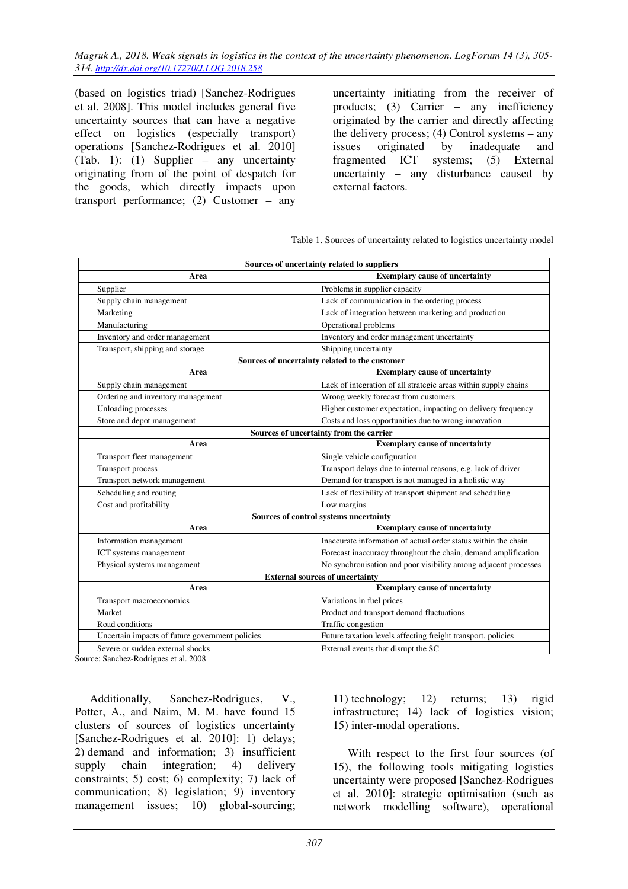(based on logistics triad) [Sanchez-Rodrigues et al. 2008]. This model includes general five uncertainty sources that can have a negative effect on logistics (especially transport) operations [Sanchez-Rodrigues et al. 2010] (Tab. 1): (1) Supplier – any uncertainty originating from of the point of despatch for the goods, which directly impacts upon transport performance; (2) Customer – any uncertainty initiating from the receiver of products; (3) Carrier – any inefficiency originated by the carrier and directly affecting the delivery process; (4) Control systems – any issues originated by inadequate and fragmented ICT systems; (5) External uncertainty – any disturbance caused by external factors.

Table 1. Sources of uncertainty related to logistics uncertainty model

| **Sources of uncertainty related to suppliers** | |
|---|---|
| **Area** | **Exemplary cause of uncertainty** |
| Supplier | Problems in supplier capacity |
| Supply chain management | Lack of communication in the ordering process |
| Marketing | Lack of integration between marketing and production |
| Manufacturing | Operational problems |
| Inventory and order management | Inventory and order management uncertainty |
| Transport, shipping and storage | Shipping uncertainty |
| **Sources of uncertainty related to the customer** | |
| **Area** | **Exemplary cause of uncertainty** |
| Supply chain management | Lack of integration of all strategic areas within supply chains |
| Ordering and inventory management | Wrong weekly forecast from customers |
| Unloading processes | Higher customer expectation, impacting on delivery frequency |
| Store and depot management | Costs and loss opportunities due to wrong innovation |
| **Sources of uncertainty from the carrier** | |
| **Area** | **Exemplary cause of uncertainty** |
| Transport fleet management | Single vehicle configuration |
| Transport process | Transport delays due to internal reasons, e.g. lack of driver |
| Transport network management | Demand for transport is not managed in a holistic way |
| Scheduling and routing | Lack of flexibility of transport shipment and scheduling |
| Cost and profitability | Low margins |
| **Sources of control systems uncertainty** | |
| **Area** | **Exemplary cause of uncertainty** |
| Information management | Inaccurate information of actual order status within the chain |
| ICT systems management | Forecast inaccuracy throughout the chain, demand amplification |
| Physical systems management | No synchronisation and poor visibility among adjacent processes |
| **External sources of uncertainty** | |
| **Area** | **Exemplary cause of uncertainty** |
| Transport macroeconomics | Variations in fuel prices |
| Market | Product and transport demand fluctuations |
| Road conditions | Traffic congestion |
| Uncertain impacts of future government policies | Future taxation levels affecting freight transport, policies |
| Severe or sudden external shocks | External events that disrupt the SC |

Source: Sanchez-Rodrigues et al. 2008

Additionally, Sanchez-Rodrigues, V., Potter, A., and Naim, M. M. have found 15 clusters of sources of logistics uncertainty [Sanchez-Rodrigues et al. 2010]: 1) delays; 2) demand and information; 3) insufficient supply chain integration; 4) delivery constraints; 5) cost; 6) complexity; 7) lack of communication; 8) legislation; 9) inventory management issues; 10) global-sourcing; 11) technology; 12) returns; 13) rigid infrastructure; 14) lack of logistics vision; 15) inter-modal operations.

With respect to the first four sources (of 15), the following tools mitigating logistics uncertainty were proposed [Sanchez-Rodrigues et al. 2010]: strategic optimisation (such as network modelling software), operational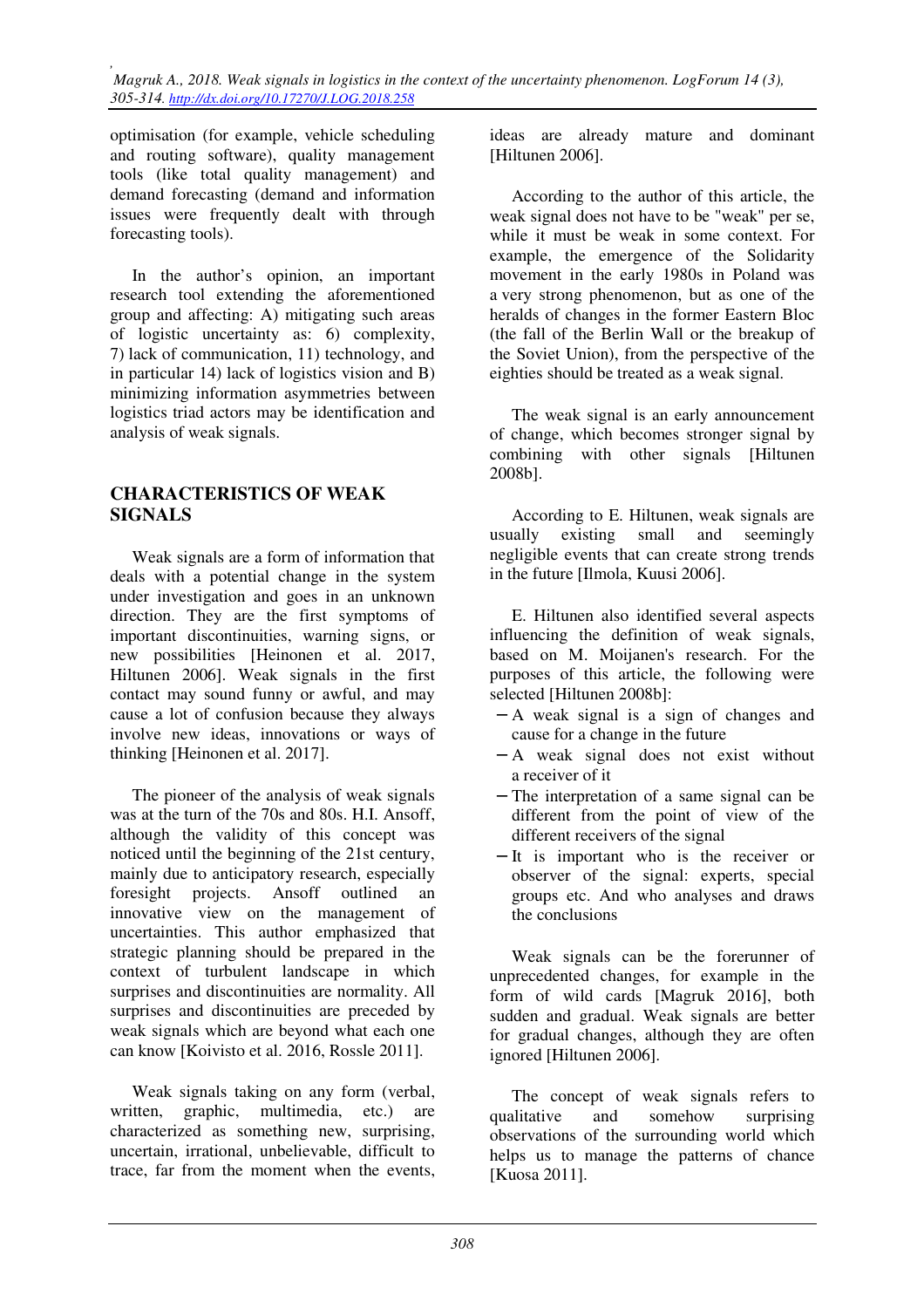optimisation (for example, vehicle scheduling and routing software), quality management tools (like total quality management) and demand forecasting (demand and information issues were frequently dealt with through forecasting tools).

In the author's opinion, an important research tool extending the aforementioned group and affecting: A) mitigating such areas of logistic uncertainty as: 6) complexity, 7) lack of communication, 11) technology, and in particular 14) lack of logistics vision and B) minimizing information asymmetries between logistics triad actors may be identification and analysis of weak signals.

## CHARACTERISTICS OF WEAK SIGNALS

Weak signals are a form of information that deals with a potential change in the system under investigation and goes in an unknown direction. They are the first symptoms of important discontinuities, warning signs, or new possibilities [Heinonen et al. 2017, Hiltunen 2006]. Weak signals in the first contact may sound funny or awful, and may cause a lot of confusion because they always involve new ideas, innovations or ways of thinking [Heinonen et al. 2017].

The pioneer of the analysis of weak signals was at the turn of the 70s and 80s. H.I. Ansoff, although the validity of this concept was noticed until the beginning of the 21st century, mainly due to anticipatory research, especially foresight projects. Ansoff outlined an innovative view on the management of uncertainties. This author emphasized that strategic planning should be prepared in the context of turbulent landscape in which surprises and discontinuities are normality. All surprises and discontinuities are preceded by weak signals which are beyond what each one can know [Koivisto et al. 2016, Rossle 2011].

Weak signals taking on any form (verbal, written, graphic, multimedia, etc.) are characterized as something new, surprising, uncertain, irrational, unbelievable, difficult to trace, far from the moment when the events, ideas are already mature and dominant [Hiltunen 2006].

According to the author of this article, the weak signal does not have to be "weak" per se, while it must be weak in some context. For example, the emergence of the Solidarity movement in the early 1980s in Poland was a very strong phenomenon, but as one of the heralds of changes in the former Eastern Bloc (the fall of the Berlin Wall or the breakup of the Soviet Union), from the perspective of the eighties should be treated as a weak signal.

The weak signal is an early announcement of change, which becomes stronger signal by combining with other signals [Hiltunen 2008b].

According to E. Hiltunen, weak signals are usually existing small and seemingly negligible events that can create strong trends in the future [Ilmola, Kuusi 2006].

E. Hiltunen also identified several aspects influencing the definition of weak signals, based on M. Moijanen's research. For the purposes of this article, the following were selected [Hiltunen 2008b]:

- A weak signal is a sign of changes and cause for a change in the future
- A weak signal does not exist without a receiver of it
- The interpretation of a same signal can be different from the point of view of the different receivers of the signal
- It is important who is the receiver or observer of the signal: experts, special groups etc. And who analyses and draws the conclusions

Weak signals can be the forerunner of unprecedented changes, for example in the form of wild cards [Magruk 2016], both sudden and gradual. Weak signals are better for gradual changes, although they are often ignored [Hiltunen 2006].

The concept of weak signals refers to qualitative and somehow surprising observations of the surrounding world which helps us to manage the patterns of chance [Kuosa 2011].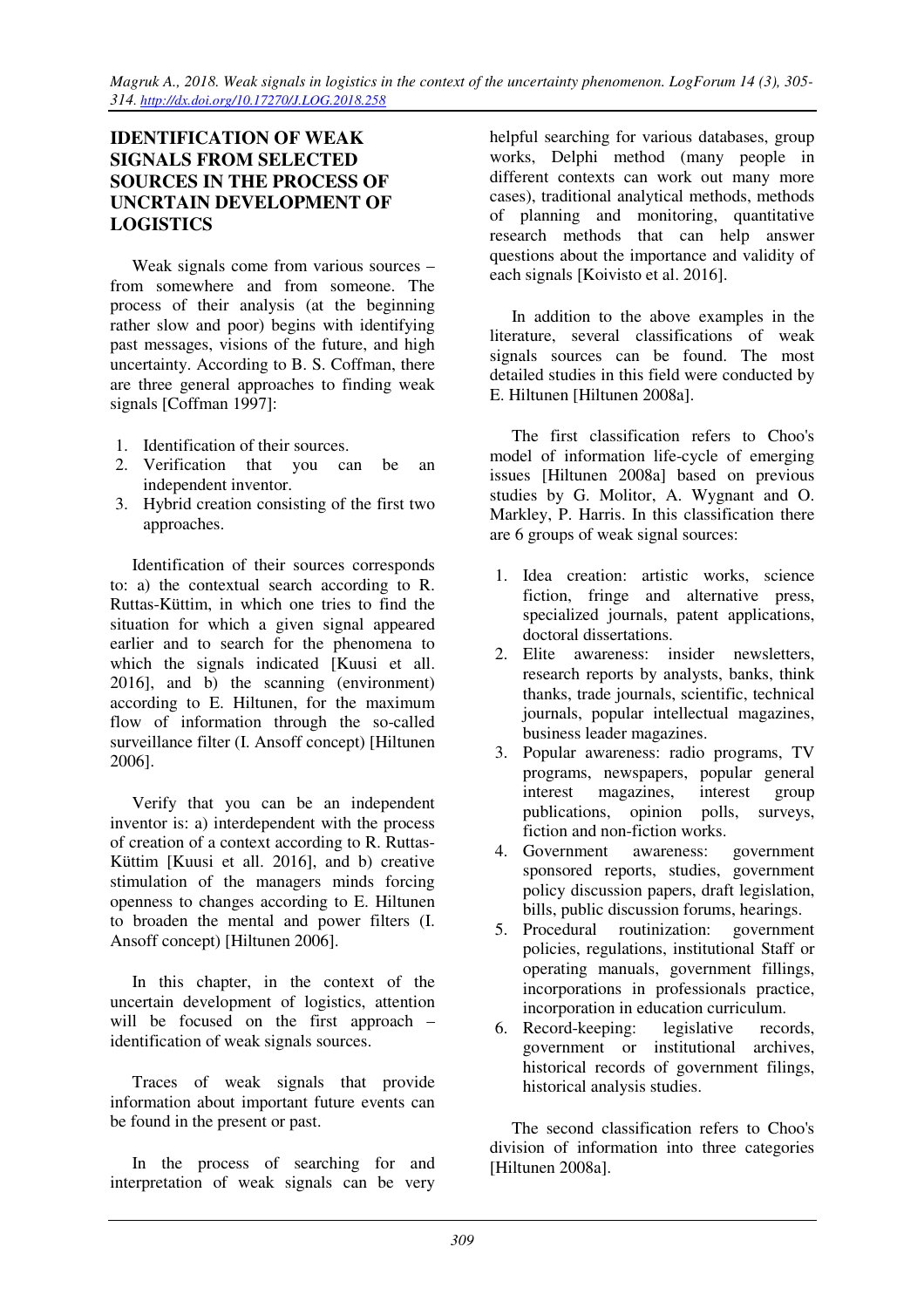## IDENTIFICATION OF WEAK SIGNALS FROM SELECTED SOURCES IN THE PROCESS OF UNCRTAIN DEVELOPMENT OF LOGISTICS

Weak signals come from various sources – from somewhere and from someone. The process of their analysis (at the beginning rather slow and poor) begins with identifying past messages, visions of the future, and high uncertainty. According to B. S. Coffman, there are three general approaches to finding weak signals [Coffman 1997]:

1. Identification of their sources.
2. Verification that you can be an independent inventor.
3. Hybrid creation consisting of the first two approaches.

Identification of their sources corresponds to: a) the contextual search according to R. Ruttas-Küttim, in which one tries to find the situation for which a given signal appeared earlier and to search for the phenomena to which the signals indicated [Kuusi et all. 2016], and b) the scanning (environment) according to E. Hiltunen, for the maximum flow of information through the so-called surveillance filter (I. Ansoff concept) [Hiltunen 2006].

Verify that you can be an independent inventor is: a) interdependent with the process of creation of a context according to R. Ruttas-Küttim [Kuusi et all. 2016], and b) creative stimulation of the managers minds forcing openness to changes according to E. Hiltunen to broaden the mental and power filters (I. Ansoff concept) [Hiltunen 2006].

In this chapter, in the context of the uncertain development of logistics, attention will be focused on the first approach – identification of weak signals sources.

Traces of weak signals that provide information about important future events can be found in the present or past.

In the process of searching for and interpretation of weak signals can be very helpful searching for various databases, group works, Delphi method (many people in different contexts can work out many more cases), traditional analytical methods, methods of planning and monitoring, quantitative research methods that can help answer questions about the importance and validity of each signals [Koivisto et al. 2016].

In addition to the above examples in the literature, several classifications of weak signals sources can be found. The most detailed studies in this field were conducted by E. Hiltunen [Hiltunen 2008a].

The first classification refers to Choo's model of information life-cycle of emerging issues [Hiltunen 2008a] based on previous studies by G. Molitor, A. Wygnant and O. Markley, P. Harris. In this classification there are 6 groups of weak signal sources:

1. Idea creation: artistic works, science fiction, fringe and alternative press, specialized journals, patent applications, doctoral dissertations.
2. Elite awareness: insider newsletters, research reports by analysts, banks, think thanks, trade journals, scientific, technical journals, popular intellectual magazines, business leader magazines.
3. Popular awareness: radio programs, TV programs, newspapers, popular general interest magazines, interest group publications, opinion polls, surveys, fiction and non-fiction works.
4. Government awareness: government sponsored reports, studies, government policy discussion papers, draft legislation, bills, public discussion forums, hearings.
5. Procedural routinization: government policies, regulations, institutional Staff or operating manuals, government fillings, incorporations in professionals practice, incorporation in education curriculum.
6. Record-keeping: legislative records, government or institutional archives, historical records of government filings, historical analysis studies.

The second classification refers to Choo's division of information into three categories [Hiltunen 2008a].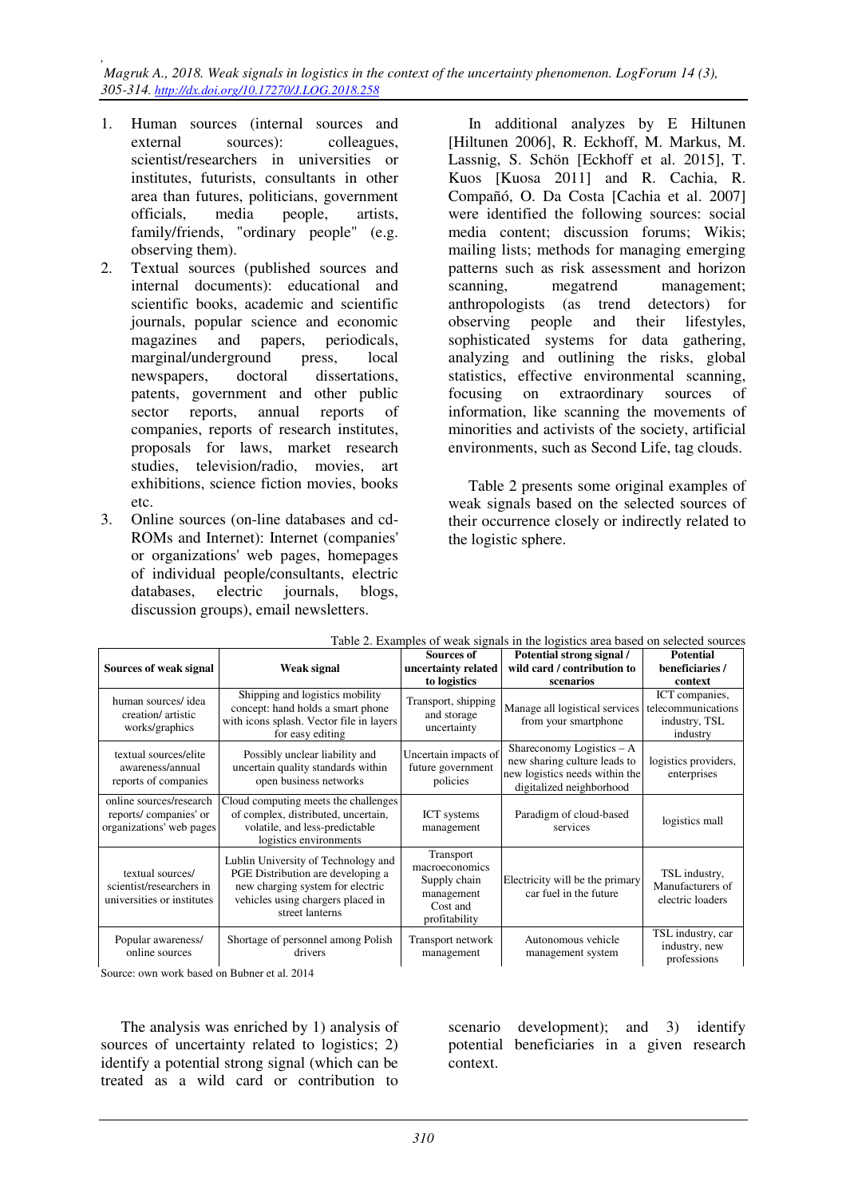1. Human sources (internal sources and external sources): colleagues, scientist/researchers in universities or institutes, futurists, consultants in other area than futures, politicians, government officials, media people, artists, family/friends, "ordinary people" (e.g. observing them).
2. Textual sources (published sources and internal documents): educational and scientific books, academic and scientific journals, popular science and economic magazines and papers, periodicals, marginal/underground press, local newspapers, doctoral dissertations, patents, government and other public sector reports, annual reports of companies, reports of research institutes, proposals for laws, market research studies, television/radio, movies, art exhibitions, science fiction movies, books etc.
3. Online sources (on-line databases and cd-ROMs and Internet): Internet (companies' or organizations' web pages, homepages of individual people/consultants, electric databases, electric journals, blogs, discussion groups), email newsletters.

In additional analyzes by E Hiltunen [Hiltunen 2006], R. Eckhoff, M. Markus, M. Lassnig, S. Schön [Eckhoff et al. 2015], T. Kuos [Kuosa 2011] and R. Cachia, R. Compañó, O. Da Costa [Cachia et al. 2007] were identified the following sources: social media content; discussion forums; Wikis; mailing lists; methods for managing emerging patterns such as risk assessment and horizon scanning, megatrend management; anthropologists (as trend detectors) for observing people and their lifestyles, sophisticated systems for data gathering, analyzing and outlining the risks, global statistics, effective environmental scanning, focusing on extraordinary sources of information, like scanning the movements of minorities and activists of the society, artificial environments, such as Second Life, tag clouds.

Table 2 presents some original examples of weak signals based on the selected sources of their occurrence closely or indirectly related to the logistic sphere.

Table 2. Examples of weak signals in the logistics area based on selected sources

| Sources of weak signal | Weak signal | Sources of uncertainty related to logistics | Potential strong signal / wild card / contribution to scenarios | Potential beneficiaries / context |
|---|---|---|---|---|
| human sources/ idea creation/ artistic works/graphics | Shipping and logistics mobility concept: hand holds a smart phone with icons splash. Vector file in layers for easy editing | Transport, shipping and storage uncertainty | Manage all logistical services from your smartphone | ICT companies, telecommunications industry, TSL industry |
| textual sources/elite awareness/annual reports of companies | Possibly unclear liability and uncertain quality standards within open business networks | Uncertain impacts of future government policies | Shareconomy Logistics – A new sharing culture leads to new logistics needs within the digitalized neighborhood | logistics providers, enterprises |
| online sources/research reports/ companies' or organizations' web pages | Cloud computing meets the challenges of complex, distributed, uncertain, volatile, and less-predictable logistics environments | ICT systems management | Paradigm of cloud-based services | logistics mall |
| textual sources/ scientist/researchers in universities or institutes | Lublin University of Technology and PGE Distribution are developing a new charging system for electric vehicles using chargers placed in street lanterns | Transport macroeconomics Supply chain management Cost and profitability | Electricity will be the primary car fuel in the future | TSL industry, Manufacturers of electric loaders |
| Popular awareness/ online sources | Shortage of personnel among Polish drivers | Transport network management | Autonomous vehicle management system | TSL industry, car industry, new professions |

Source: own work based on Bubner et al. 2014

The analysis was enriched by 1) analysis of sources of uncertainty related to logistics; 2) identify a potential strong signal (which can be treated as a wild card or contribution to scenario development); and 3) identify potential beneficiaries in a given research context.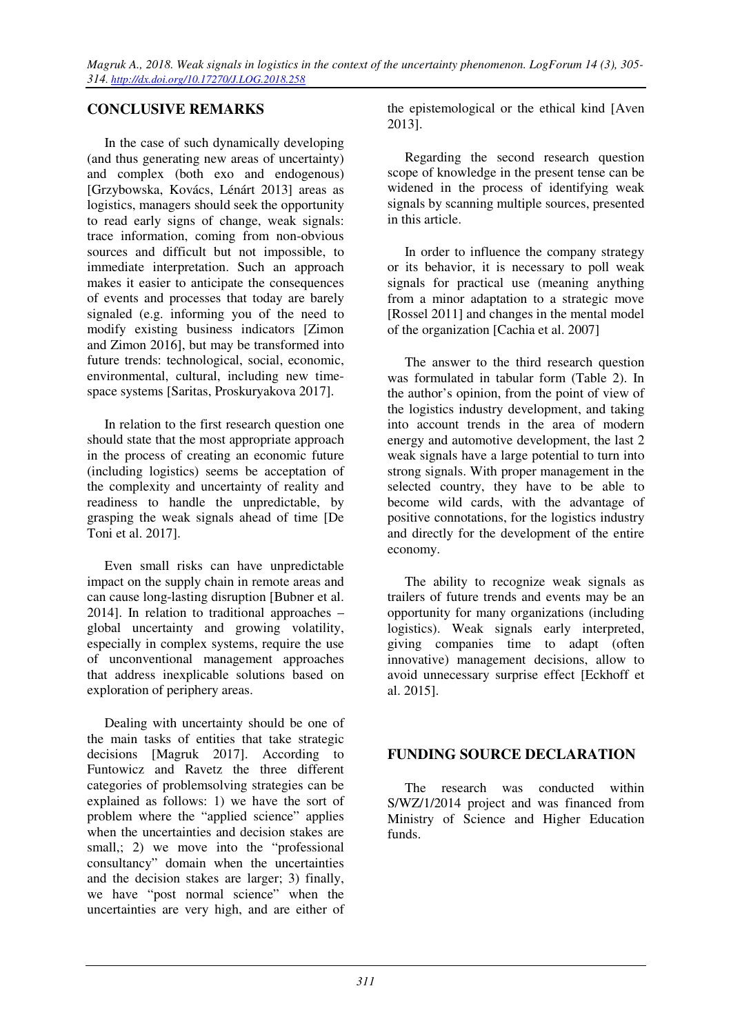## CONCLUSIVE REMARKS

In the case of such dynamically developing (and thus generating new areas of uncertainty) and complex (both exo and endogenous) [Grzybowska, Kovács, Lénárt 2013] areas as logistics, managers should seek the opportunity to read early signs of change, weak signals: trace information, coming from non-obvious sources and difficult but not impossible, to immediate interpretation. Such an approach makes it easier to anticipate the consequences of events and processes that today are barely signaled (e.g. informing you of the need to modify existing business indicators [Zimon and Zimon 2016], but may be transformed into future trends: technological, social, economic, environmental, cultural, including new time-space systems [Saritas, Proskuryakova 2017].

In relation to the first research question one should state that the most appropriate approach in the process of creating an economic future (including logistics) seems be acceptation of the complexity and uncertainty of reality and readiness to handle the unpredictable, by grasping the weak signals ahead of time [De Toni et al. 2017].

Even small risks can have unpredictable impact on the supply chain in remote areas and can cause long-lasting disruption [Bubner et al. 2014]. In relation to traditional approaches – global uncertainty and growing volatility, especially in complex systems, require the use of unconventional management approaches that address inexplicable solutions based on exploration of periphery areas.

Dealing with uncertainty should be one of the main tasks of entities that take strategic decisions [Magruk 2017]. According to Funtowicz and Ravetz the three different categories of problemsolving strategies can be explained as follows: 1) we have the sort of problem where the "applied science" applies when the uncertainties and decision stakes are small,; 2) we move into the "professional consultancy" domain when the uncertainties and the decision stakes are larger; 3) finally, we have "post normal science" when the uncertainties are very high, and are either of the epistemological or the ethical kind [Aven 2013].

Regarding the second research question scope of knowledge in the present tense can be widened in the process of identifying weak signals by scanning multiple sources, presented in this article.

In order to influence the company strategy or its behavior, it is necessary to poll weak signals for practical use (meaning anything from a minor adaptation to a strategic move [Rossel 2011] and changes in the mental model of the organization [Cachia et al. 2007]

The answer to the third research question was formulated in tabular form (Table 2). In the author's opinion, from the point of view of the logistics industry development, and taking into account trends in the area of modern energy and automotive development, the last 2 weak signals have a large potential to turn into strong signals. With proper management in the selected country, they have to be able to become wild cards, with the advantage of positive connotations, for the logistics industry and directly for the development of the entire economy.

The ability to recognize weak signals as trailers of future trends and events may be an opportunity for many organizations (including logistics). Weak signals early interpreted, giving companies time to adapt (often innovative) management decisions, allow to avoid unnecessary surprise effect [Eckhoff et al. 2015].

## FUNDING SOURCE DECLARATION

The research was conducted within S/WZ/1/2014 project and was financed from Ministry of Science and Higher Education funds.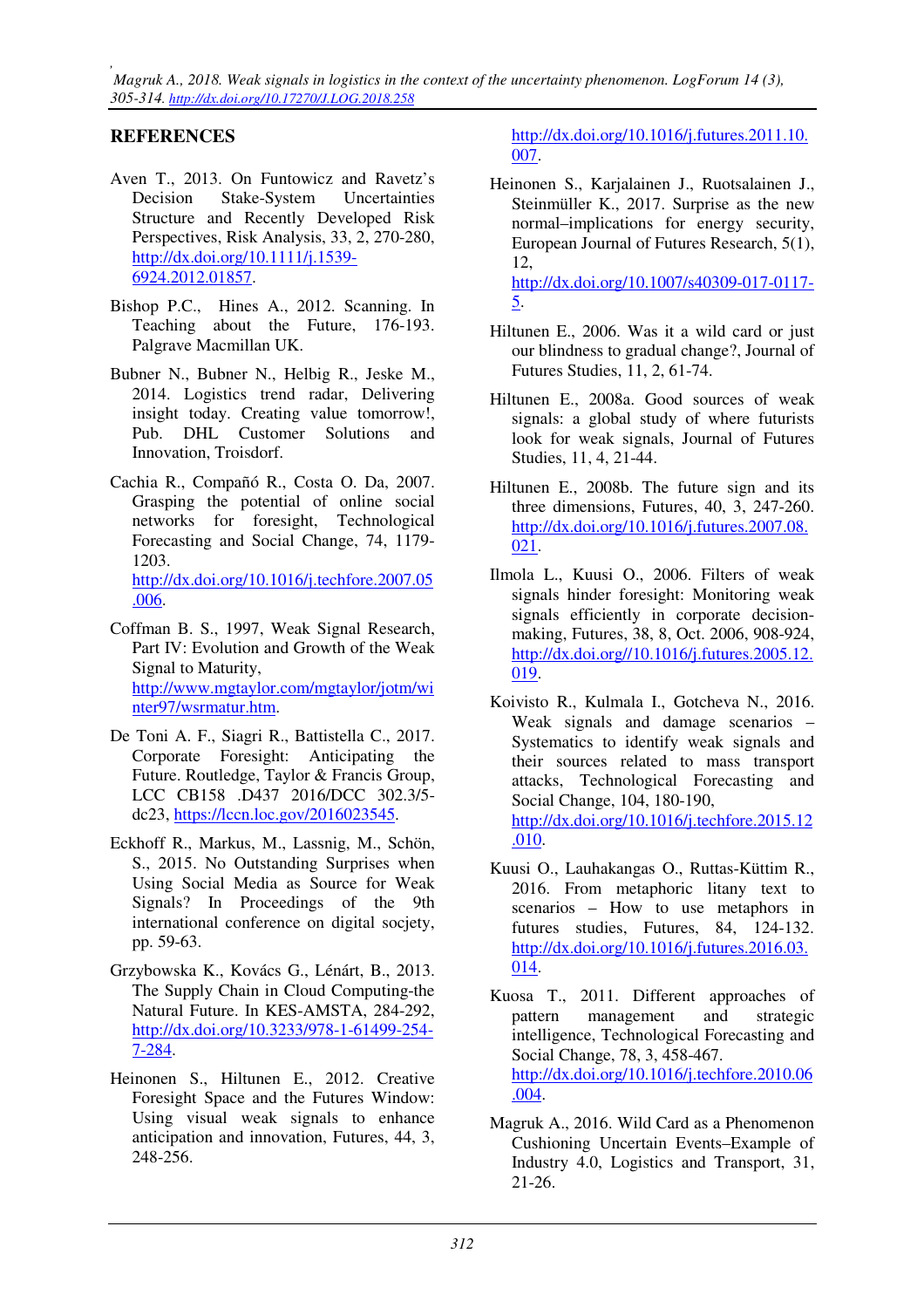## REFERENCES

Aven T., 2013. On Funtowicz and Ravetz's Decision Stake-System Uncertainties Structure and Recently Developed Risk Perspectives, Risk Analysis, 33, 2, 270-280, http://dx.doi.org/10.1111/j.1539-6924.2012.01857.

Bishop P.C., Hines A., 2012. Scanning. In Teaching about the Future, 176-193. Palgrave Macmillan UK.

Bubner N., Bubner N., Helbig R., Jeske M., 2014. Logistics trend radar, Delivering insight today. Creating value tomorrow!, Pub. DHL Customer Solutions and Innovation, Troisdorf.

Cachia R., Compañó R., Costa O. Da, 2007. Grasping the potential of online social networks for foresight, Technological Forecasting and Social Change, 74, 1179-1203. http://dx.doi.org/10.1016/j.techfore.2007.05.006.

Coffman B. S., 1997, Weak Signal Research, Part IV: Evolution and Growth of the Weak Signal to Maturity, http://www.mgtaylor.com/mgtaylor/jotm/winter97/wsrmatur.htm.

De Toni A. F., Siagri R., Battistella C., 2017. Corporate Foresight: Anticipating the Future. Routledge, Taylor & Francis Group, LCC CB158 .D437 2016/DCC 302.3/5-dc23, https://lccn.loc.gov/2016023545.

Eckhoff R., Markus, M., Lassnig, M., Schön, S., 2015. No Outstanding Surprises when Using Social Media as Source for Weak Signals? In Proceedings of the 9th international conference on digital socjety, pp. 59-63.

Grzybowska K., Kovács G., Lénárt, B., 2013. The Supply Chain in Cloud Computing-the Natural Future. In KES-AMSTA, 284-292, http://dx.doi.org/10.3233/978-1-61499-254-7-284.

Heinonen S., Hiltunen E., 2012. Creative Foresight Space and the Futures Window: Using visual weak signals to enhance anticipation and innovation, Futures, 44, 3, 248-256. http://dx.doi.org/10.1016/j.futures.2011.10.007.

Heinonen S., Karjalainen J., Ruotsalainen J., Steinmüller K., 2017. Surprise as the new normal–implications for energy security, European Journal of Futures Research, 5(1), 12, http://dx.doi.org/10.1007/s40309-017-0117-5.

Hiltunen E., 2006. Was it a wild card or just our blindness to gradual change?, Journal of Futures Studies, 11, 2, 61-74.

Hiltunen E., 2008a. Good sources of weak signals: a global study of where futurists look for weak signals, Journal of Futures Studies, 11, 4, 21-44.

Hiltunen E., 2008b. The future sign and its three dimensions, Futures, 40, 3, 247-260. http://dx.doi.org/10.1016/j.futures.2007.08.021.

Ilmola L., Kuusi O., 2006. Filters of weak signals hinder foresight: Monitoring weak signals efficiently in corporate decision-making, Futures, 38, 8, Oct. 2006, 908-924, http://dx.doi.org//10.1016/j.futures.2005.12.019.

Koivisto R., Kulmala I., Gotcheva N., 2016. Weak signals and damage scenarios – Systematics to identify weak signals and their sources related to mass transport attacks, Technological Forecasting and Social Change, 104, 180-190, http://dx.doi.org/10.1016/j.techfore.2015.12.010.

Kuusi O., Lauhakangas O., Ruttas-Küttim R., 2016. From metaphoric litany text to scenarios – How to use metaphors in futures studies, Futures, 84, 124-132. http://dx.doi.org/10.1016/j.futures.2016.03.014.

Kuosa T., 2011. Different approaches of pattern management and strategic intelligence, Technological Forecasting and Social Change, 78, 3, 458-467. http://dx.doi.org/10.1016/j.techfore.2010.06.004.

Magruk A., 2016. Wild Card as a Phenomenon Cushioning Uncertain Events–Example of Industry 4.0, Logistics and Transport, 31, 21-26.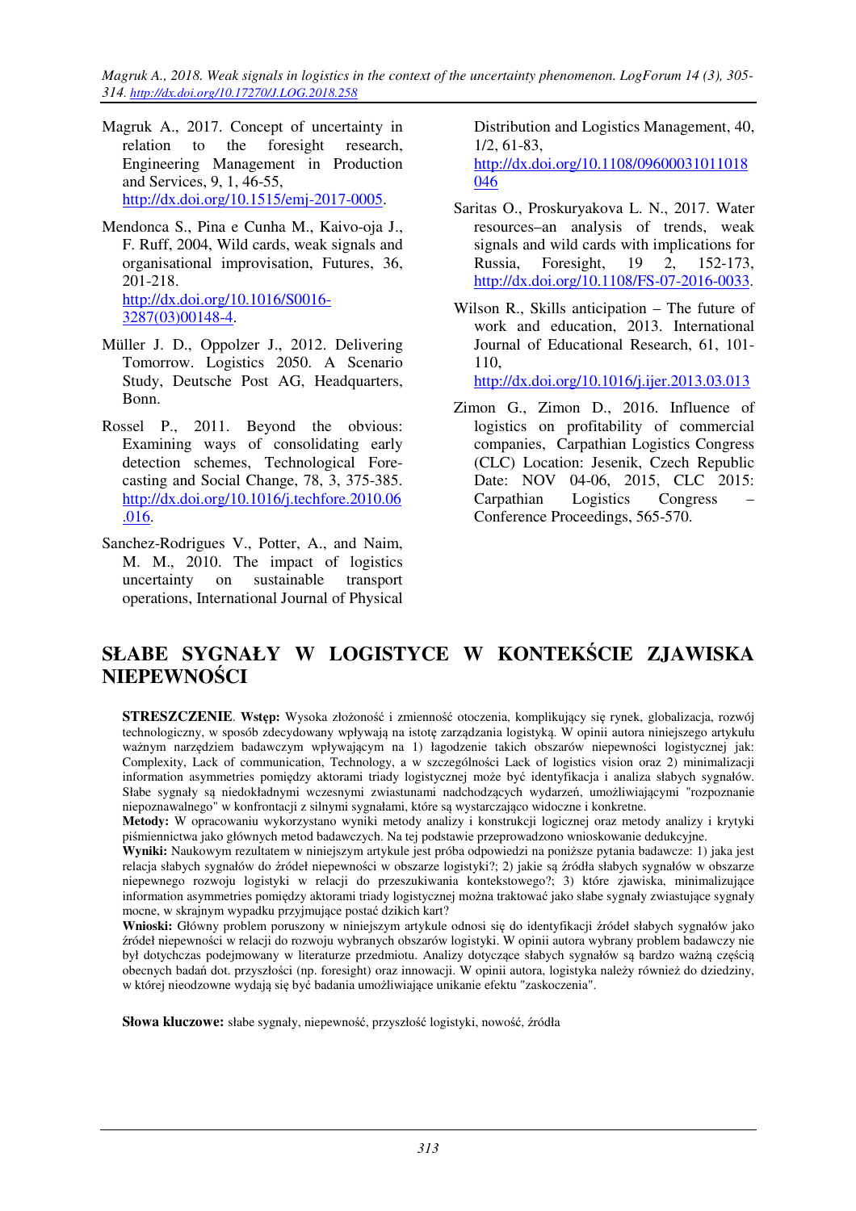Magruk A., 2017. Concept of uncertainty in relation to the foresight research, Engineering Management in Production and Services, 9, 1, 46-55, http://dx.doi.org/10.1515/emj-2017-0005.

Mendonca S., Pina e Cunha M., Kaivo-oja J., F. Ruff, 2004, Wild cards, weak signals and organisational improvisation, Futures, 36, 201-218. http://dx.doi.org/10.1016/S0016-3287(03)00148-4.

Müller J. D., Oppolzer J., 2012. Delivering Tomorrow. Logistics 2050. A Scenario Study, Deutsche Post AG, Headquarters, Bonn.

Rossel P., 2011. Beyond the obvious: Examining ways of consolidating early detection schemes, Technological Forecasting and Social Change, 78, 3, 375-385. http://dx.doi.org/10.1016/j.techfore.2010.06.016.

Sanchez-Rodrigues V., Potter, A., and Naim, M. M., 2010. The impact of logistics uncertainty on sustainable transport operations, International Journal of Physical Distribution and Logistics Management, 40, 1/2, 61-83, http://dx.doi.org/10.1108/09600031011018046

Saritas O., Proskuryakova L. N., 2017. Water resources–an analysis of trends, weak signals and wild cards with implications for Russia, Foresight, 19 2, 152-173, http://dx.doi.org/10.1108/FS-07-2016-0033.

Wilson R., Skills anticipation – The future of work and education, 2013. International Journal of Educational Research, 61, 101-110, http://dx.doi.org/10.1016/j.ijer.2013.03.013

Zimon G., Zimon D., 2016. Influence of logistics on profitability of commercial companies, Carpathian Logistics Congress (CLC) Location: Jesenik, Czech Republic Date: NOV 04-06, 2015, CLC 2015: Carpathian Logistics Congress – Conference Proceedings, 565-570.

# SŁABE SYGNAŁY W LOGISTYCE W KONTEKŚCIE ZJAWISKA NIEPEWNOŚCI

**STRESZCZENIE**. **Wstęp:** Wysoka złożoność i zmienność otoczenia, komplikujący się rynek, globalizacja, rozwój technologiczny, w sposób zdecydowany wpływają na istotę zarządzania logistyką. W opinii autora niniejszego artykułu ważnym narzędziem badawczym wpływającym na 1) łagodzenie takich obszarów niepewności logistycznej jak: Complexity, Lack of communication, Technology, a w szczególności Lack of logistics vision oraz 2) minimalizacji information asymmetries pomiędzy aktorami triady logistycznej może być identyfikacja i analiza słabych sygnałów. Słabe sygnały są niedokładnymi wczesnymi zwiastunami nadchodzących wydarzeń, umożliwiającymi "rozpoznanie niepoznawalnego" w konfrontacji z silnymi sygnałami, które są wystarczająco widoczne i konkretne.

**Metody:** W opracowaniu wykorzystano wyniki metody analizy i konstrukcji logicznej oraz metody analizy i krytyki piśmiennictwa jako głównych metod badawczych. Na tej podstawie przeprowadzono wnioskowanie dedukcyjne.

**Wyniki:** Naukowym rezultatem w niniejszym artykule jest próba odpowiedzi na poniższe pytania badawcze: 1) jaka jest relacja słabych sygnałów do źródeł niepewności w obszarze logistyki?; 2) jakie są źródła słabych sygnałów w obszarze niepewnego rozwoju logistyki w relacji do przeszukiwania kontekstowego?; 3) które zjawiska, minimalizujące information asymmetries pomiędzy aktorami triady logistycznej można traktować jako słabe sygnały zwiastujące sygnały mocne, w skrajnym wypadku przyjmujące postać dzikich kart?

**Wnioski:** Główny problem poruszony w niniejszym artykule odnosi się do identyfikacji źródeł słabych sygnałów jako źródeł niepewności w relacji do rozwoju wybranych obszarów logistyki. W opinii autora wybrany problem badawczy nie był dotychczas podejmowany w literaturze przedmiotu. Analizy dotyczące słabych sygnałów są bardzo ważną częścią obecnych badań dot. przyszłości (np. foresight) oraz innowacji. W opinii autora, logistyka należy również do dziedziny, w której nieodzowne wydają się być badania umożliwiające unikanie efektu "zaskoczenia".

**Słowa kluczowe:** słabe sygnały, niepewność, przyszłość logistyki, nowość, źródła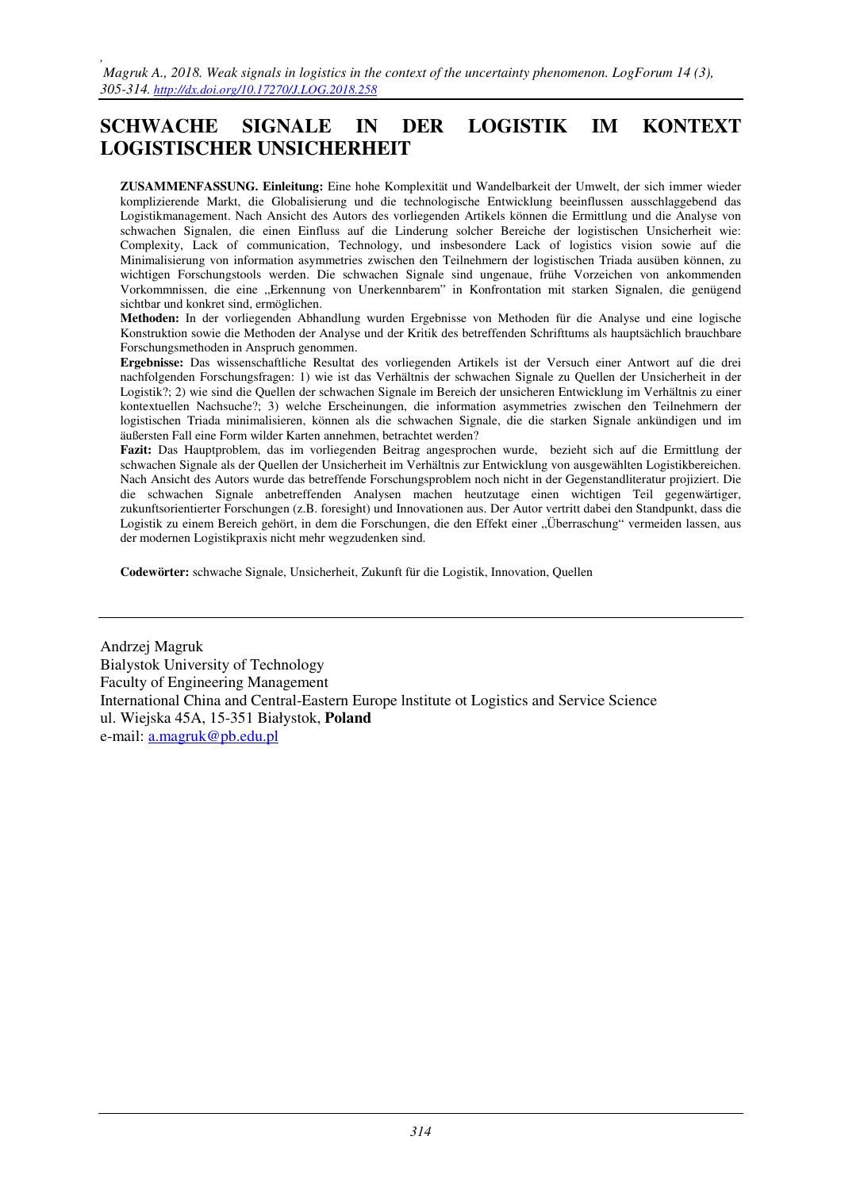# SCHWACHE SIGNALE IN DER LOGISTIK IM KONTEXT LOGISTISCHER UNSICHERHEIT

**ZUSAMMENFASSUNG. Einleitung:** Eine hohe Komplexität und Wandelbarkeit der Umwelt, der sich immer wieder komplizierende Markt, die Globalisierung und die technologische Entwicklung beeinflussen ausschlaggebend das Logistikmanagement. Nach Ansicht des Autors des vorliegenden Artikels können die Ermittlung und die Analyse von schwachen Signalen, die einen Einfluss auf die Linderung solcher Bereiche der logistischen Unsicherheit wie: Complexity, Lack of communication, Technology, und insbesondere Lack of logistics vision sowie auf die Minimalisierung von information asymmetries zwischen den Teilnehmern der logistischen Triada ausüben können, zu wichtigen Forschungstools werden. Die schwachen Signale sind ungenaue, frühe Vorzeichen von ankommenden Vorkommnissen, die eine „Erkennung von Unerkennbarem" in Konfrontation mit starken Signalen, die genügend sichtbar und konkret sind, ermöglichen.

**Methoden:** In der vorliegenden Abhandlung wurden Ergebnisse von Methoden für die Analyse und eine logische Konstruktion sowie die Methoden der Analyse und der Kritik des betreffenden Schrifttums als hauptsächlich brauchbare Forschungsmethoden in Anspruch genommen.

**Ergebnisse:** Das wissenschaftliche Resultat des vorliegenden Artikels ist der Versuch einer Antwort auf die drei nachfolgenden Forschungsfragen: 1) wie ist das Verhältnis der schwachen Signale zu Quellen der Unsicherheit in der Logistik?; 2) wie sind die Quellen der schwachen Signale im Bereich der unsicheren Entwicklung im Verhältnis zu einer kontextuellen Nachsuche?; 3) welche Erscheinungen, die information asymmetries zwischen den Teilnehmern der logistischen Triada minimalisieren, können als die schwachen Signale, die die starken Signale ankündigen und im äußersten Fall eine Form wilder Karten annehmen, betrachtet werden?

**Fazit:** Das Hauptproblem, das im vorliegenden Beitrag angesprochen wurde, bezieht sich auf die Ermittlung der schwachen Signale als der Quellen der Unsicherheit im Verhältnis zur Entwicklung von ausgewählten Logistikbereichen. Nach Ansicht des Autors wurde das betreffende Forschungsproblem noch nicht in der Gegenstandliteratur projiziert. Die die schwachen Signale anbetreffenden Analysen machen heutzutage einen wichtigen Teil gegenwärtiger, zukunftsorientierter Forschungen (z.B. foresight) und Innovationen aus. Der Autor vertritt dabei den Standpunkt, dass die Logistik zu einem Bereich gehört, in dem die Forschungen, die den Effekt einer „Überraschung" vermeiden lassen, aus der modernen Logistikpraxis nicht mehr wegzudenken sind.

**Codewörter:** schwache Signale, Unsicherheit, Zukunft für die Logistik, Innovation, Quellen

---

Andrzej Magruk
Bialystok University of Technology
Faculty of Engineering Management
International China and Central-Eastern Europe lnstitute ot Logistics and Service Science
ul. Wiejska 45A, 15-351 Białystok, **Poland**
e-mail: a.magruk@pb.edu.pl